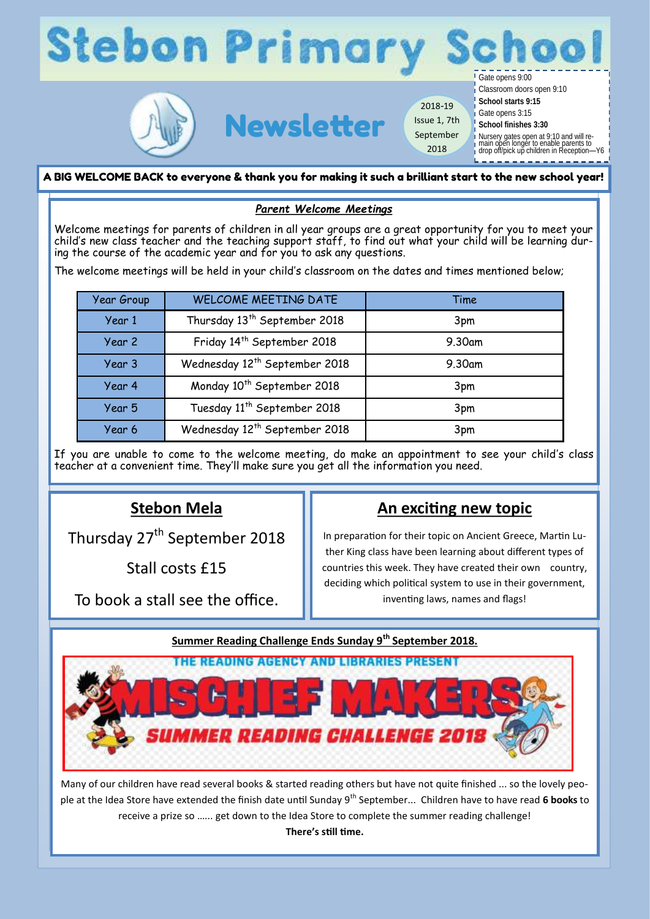# Stebon Primary School

## Newsletter

2018-19
Issue 1, 7th September 2018

Gate opens 9:00
Classroom doors open 9:10
**School starts 9:15**
Gate opens 3:15
**School finishes 3:30**
Nursery gates open at 9:10 and will remain open longer to enable parents to drop off/pick up children in Reception—Y6

**A BIG WELCOME BACK to everyone & thank you for making it such a brilliant start to the new school year!**

### *Parent Welcome Meetings*

Welcome meetings for parents of children in all year groups are a great opportunity for you to meet your child's new class teacher and the teaching support staff, to find out what your child will be learning during the course of the academic year and for you to ask any questions.

The welcome meetings will be held in your child's classroom on the dates and times mentioned below;

| Year Group | WELCOME MEETING DATE | Time |
|---|---|---|
| Year 1 | Thursday 13th September 2018 | 3pm |
| Year 2 | Friday 14th September 2018 | 9.30am |
| Year 3 | Wednesday 12th September 2018 | 9.30am |
| Year 4 | Monday 10th September 2018 | 3pm |
| Year 5 | Tuesday 11th September 2018 | 3pm |
| Year 6 | Wednesday 12th September 2018 | 3pm |

If you are unable to come to the welcome meeting, do make an appointment to see your child's class teacher at a convenient time. They'll make sure you get all the information you need.

## Stebon Mela

Thursday 27th September 2018

Stall costs £15

To book a stall see the office.

## An exciting new topic

In preparation for their topic on Ancient Greece, Martin Luther King class have been learning about different types of countries this week. They have created their own country, deciding which political system to use in their government, inventing laws, names and flags!

### Summer Reading Challenge Ends Sunday 9th September 2018.

THE READING AGENCY AND LIBRARIES PRESENT
MISCHIEF MAKERS
SUMMER READING CHALLENGE 2018

Many of our children have read several books & started reading others but have not quite finished ... so the lovely people at the Idea Store have extended the finish date until Sunday 9th September... Children have to have read **6 books** to receive a prize so …… get down to the Idea Store to complete the summer reading challenge!

**There's still time.**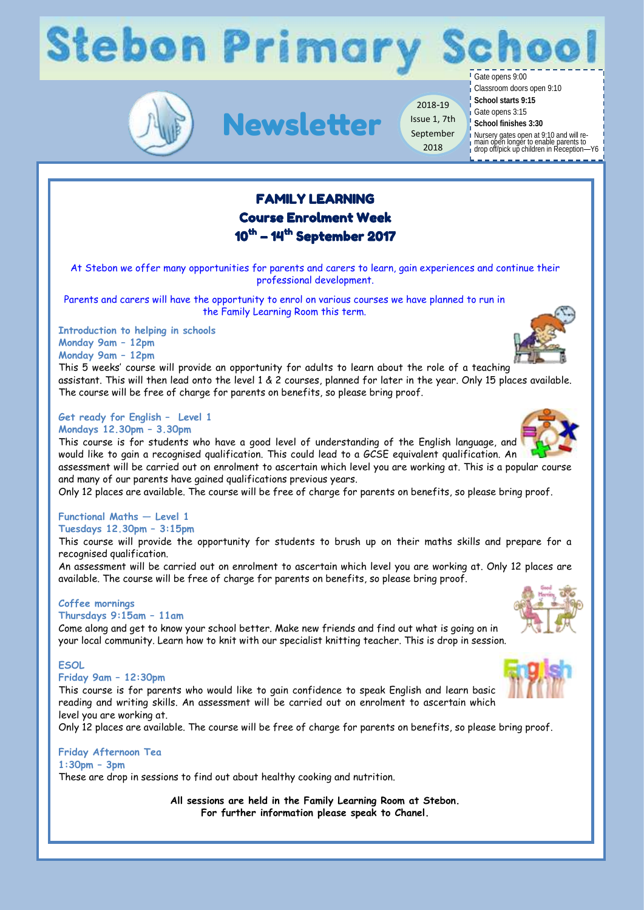# Stebon Primary School

## Newsletter

2018-19
Issue 1, 7th September 2018

Gate opens 9:00
Classroom doors open 9:10
**School starts 9:15**
Gate opens 3:15
**School finishes 3:30**
Nursery gates open at 9:10 and will remain open longer to enable parents to drop off/pick up children in Reception—Y6

## FAMILY LEARNING
## Course Enrolment Week
## 10th – 14th September 2017

At Stebon we offer many opportunities for parents and carers to learn, gain experiences and continue their professional development.

Parents and carers will have the opportunity to enrol on various courses we have planned to run in the Family Learning Room this term.

**Introduction to helping in schools**
**Monday 9am – 12pm**
**Monday 9am – 12pm**
This 5 weeks' course will provide an opportunity for adults to learn about the role of a teaching assistant. This will then lead onto the level 1 & 2 courses, planned for later in the year. Only 15 places available. The course will be free of charge for parents on benefits, so please bring proof.

**Get ready for English – Level 1**
**Mondays 12.30pm – 3.30pm**
This course is for students who have a good level of understanding of the English language, and would like to gain a recognised qualification. This could lead to a GCSE equivalent qualification. An assessment will be carried out on enrolment to ascertain which level you are working at. This is a popular course and many of our parents have gained qualifications previous years.
Only 12 places are available. The course will be free of charge for parents on benefits, so please bring proof.

**Functional Maths — Level 1**
**Tuesdays 12.30pm – 3:15pm**
This course will provide the opportunity for students to brush up on their maths skills and prepare for a recognised qualification.
An assessment will be carried out on enrolment to ascertain which level you are working at. Only 12 places are available. The course will be free of charge for parents on benefits, so please bring proof.

**Coffee mornings**
**Thursdays 9:15am – 11am**
Come along and get to know your school better. Make new friends and find out what is going on in your local community. Learn how to knit with our specialist knitting teacher. This is drop in session.

**ESOL**
**Friday 9am – 12:30pm**
This course is for parents who would like to gain confidence to speak English and learn basic reading and writing skills. An assessment will be carried out on enrolment to ascertain which level you are working at.
Only 12 places are available. The course will be free of charge for parents on benefits, so please bring proof.

**Friday Afternoon Tea**
**1:30pm – 3pm**
These are drop in sessions to find out about healthy cooking and nutrition.

**All sessions are held in the Family Learning Room at Stebon.**
**For further information please speak to Chanel.**